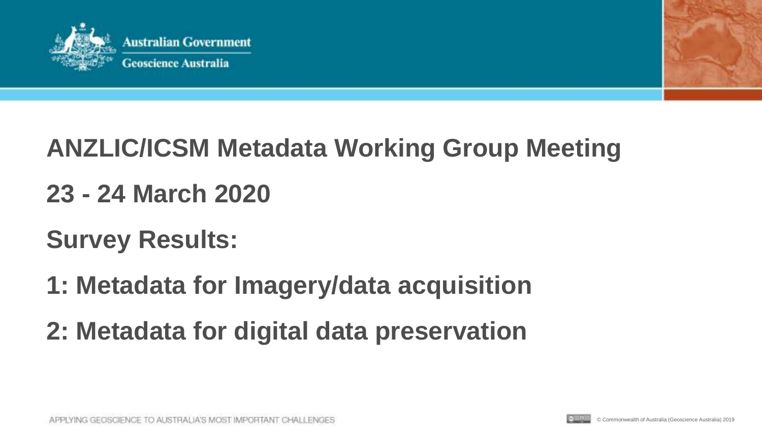Australian Government

Geoscience Australia

# ANZLIC/ICSM Metadata Working Group Meeting

## 23 - 24 March 2020

## Survey Results:

## 1: Metadata for Imagery/data acquisition

## 2: Metadata for digital data preservation

APPLYING GEOSCIENCE TO AUSTRALIA'S MOST IMPORTANT CHALLENGES

© Commonwealth of Australia (Geoscience Australia) 2019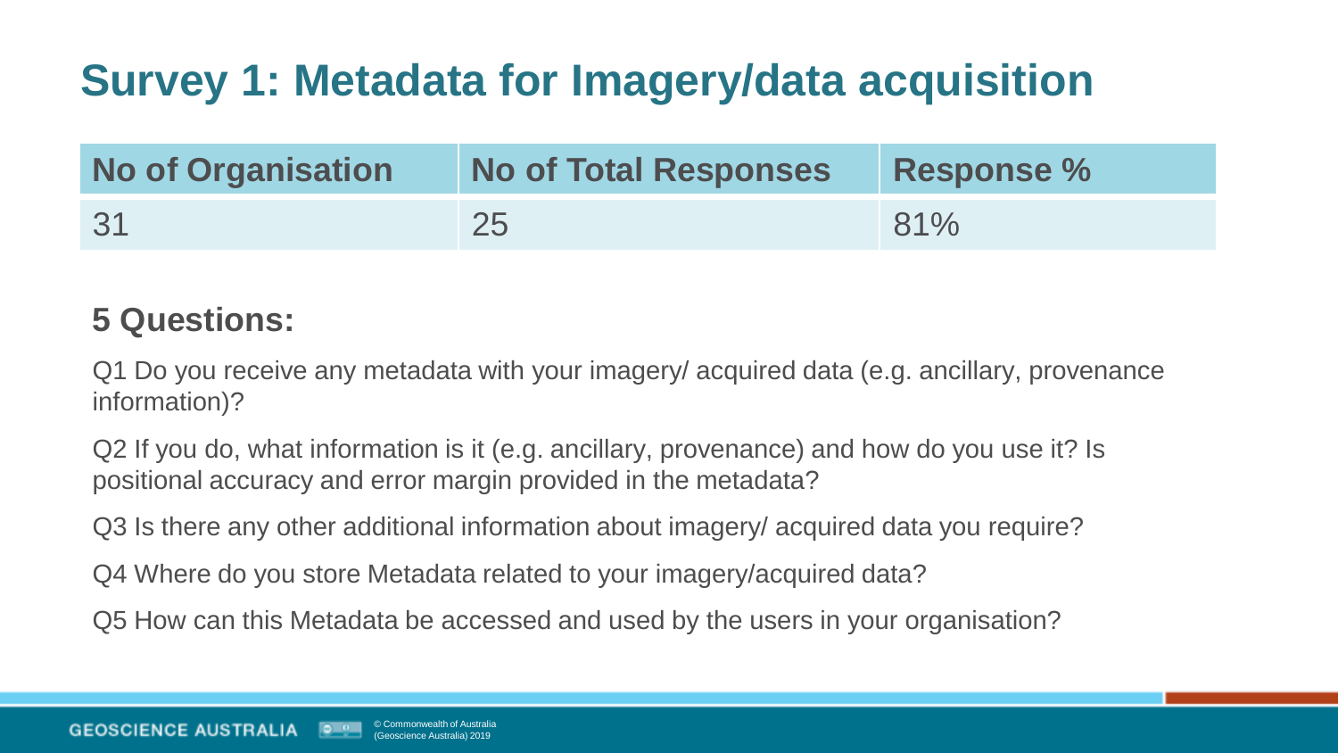# Survey 1: Metadata for Imagery/data acquisition

| No of Organisation | No of Total Responses | Response % |
|---|---|---|
| 31 | 25 | 81% |

## 5 Questions:

Q1 Do you receive any metadata with your imagery/ acquired data (e.g. ancillary, provenance information)?

Q2 If you do, what information is it (e.g. ancillary, provenance) and how do you use it? Is positional accuracy and error margin provided in the metadata?

Q3 Is there any other additional information about imagery/ acquired data you require?

Q4 Where do you store Metadata related to your imagery/acquired data?

Q5 How can this Metadata be accessed and used by the users in your organisation?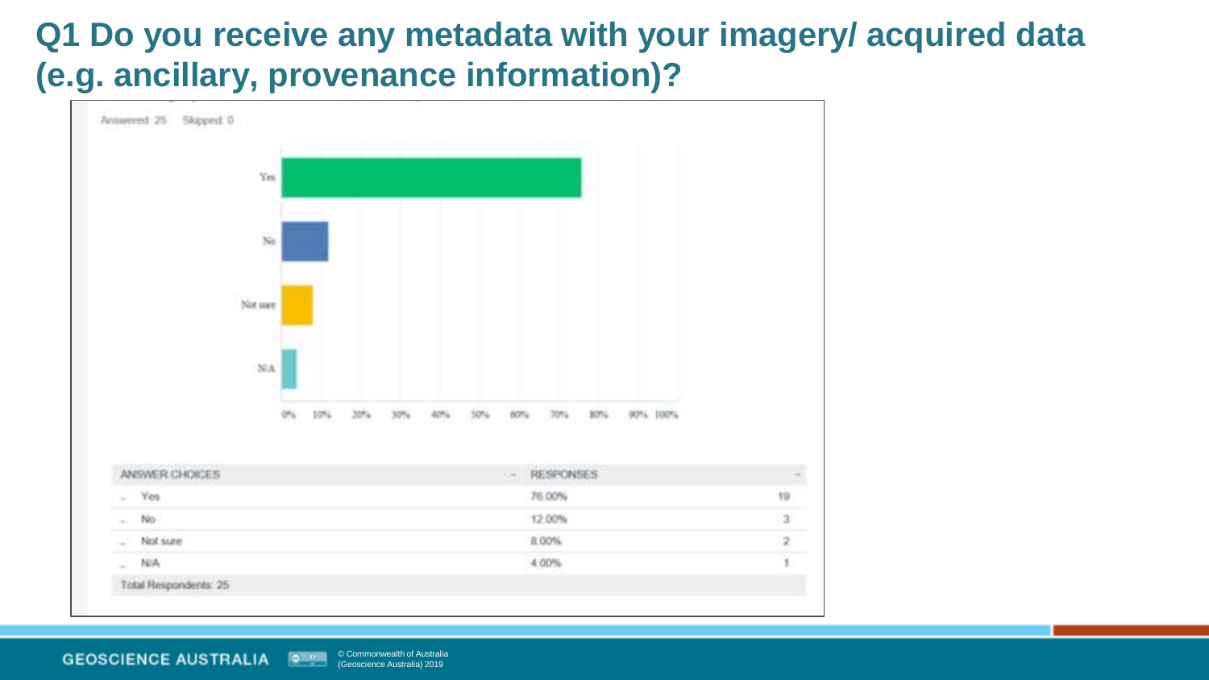# Q1 Do you receive any metadata with your imagery/ acquired data (e.g. ancillary, provenance information)?

Answered: 25 Skipped: 0

| ANSWER CHOICES | RESPONSES | |
| --- | --- | --- |
| Yes | 76.00% | 19 |
| No | 12.00% | 3 |
| Not sure | 8.00% | 2 |
| N/A | 4.00% | 1 |
| Total Respondents: 25 | | |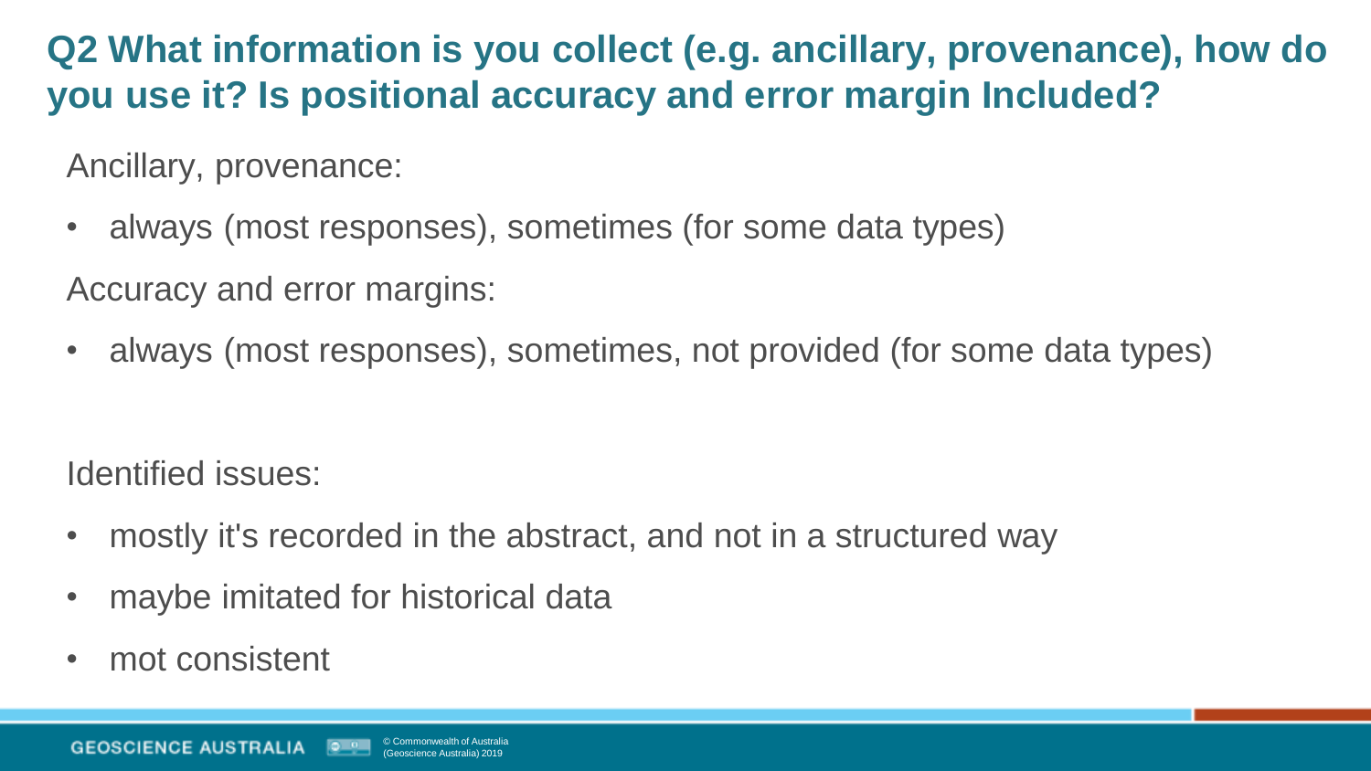## Q2 What information is you collect (e.g. ancillary, provenance), how do you use it? Is positional accuracy and error margin Included?

Ancillary, provenance:

- always (most responses), sometimes (for some data types)

Accuracy and error margins:

- always (most responses), sometimes, not provided (for some data types)

Identified issues:

- mostly it's recorded in the abstract, and not in a structured way
- maybe imitated for historical data
- mot consistent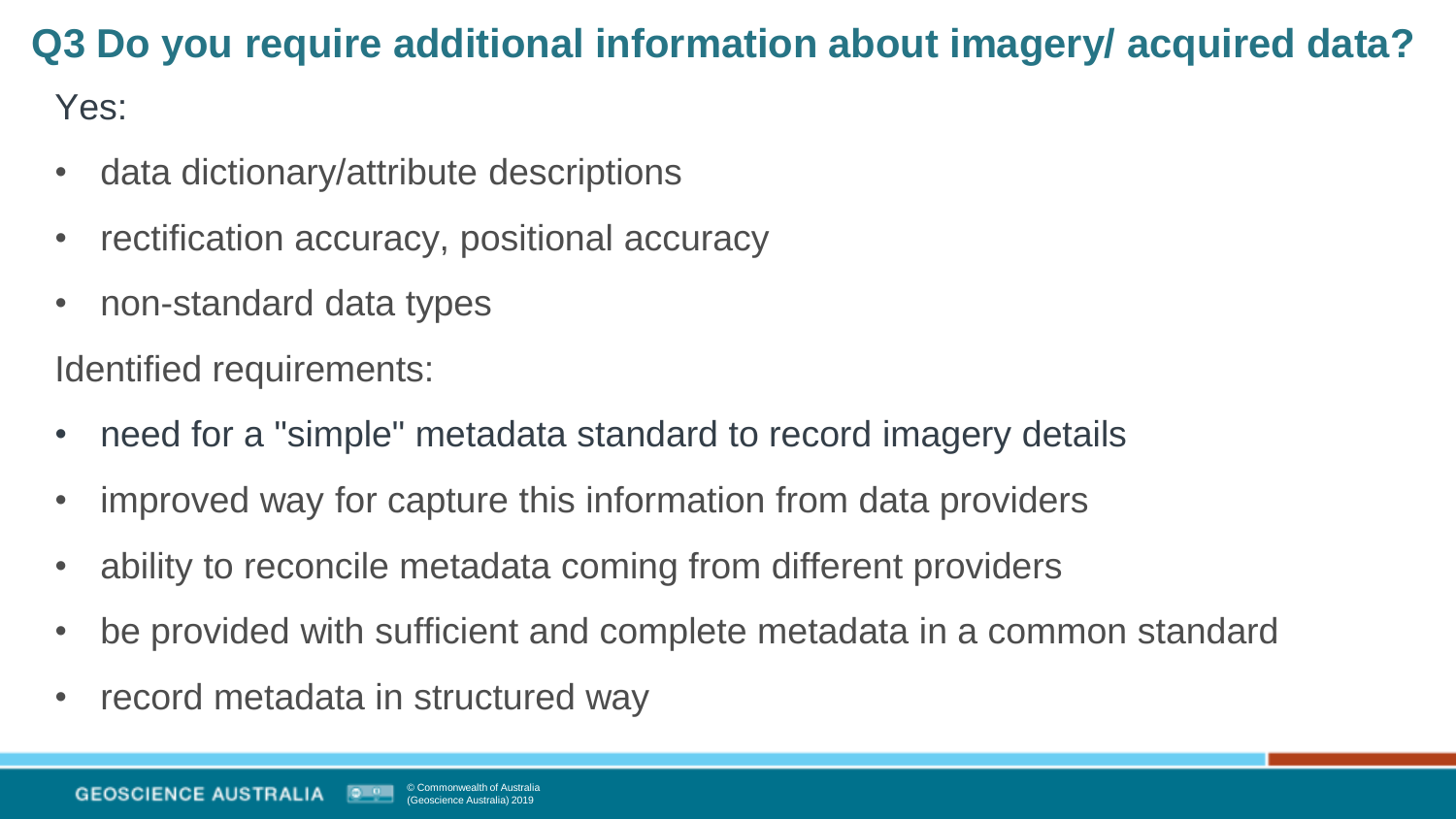# Q3 Do you require additional information about imagery/ acquired data?

Yes:

- data dictionary/attribute descriptions
- rectification accuracy, positional accuracy
- non-standard data types

Identified requirements:

- need for a "simple" metadata standard to record imagery details
- improved way for capture this information from data providers
- ability to reconcile metadata coming from different providers
- be provided with sufficient and complete metadata in a common standard
- record metadata in structured way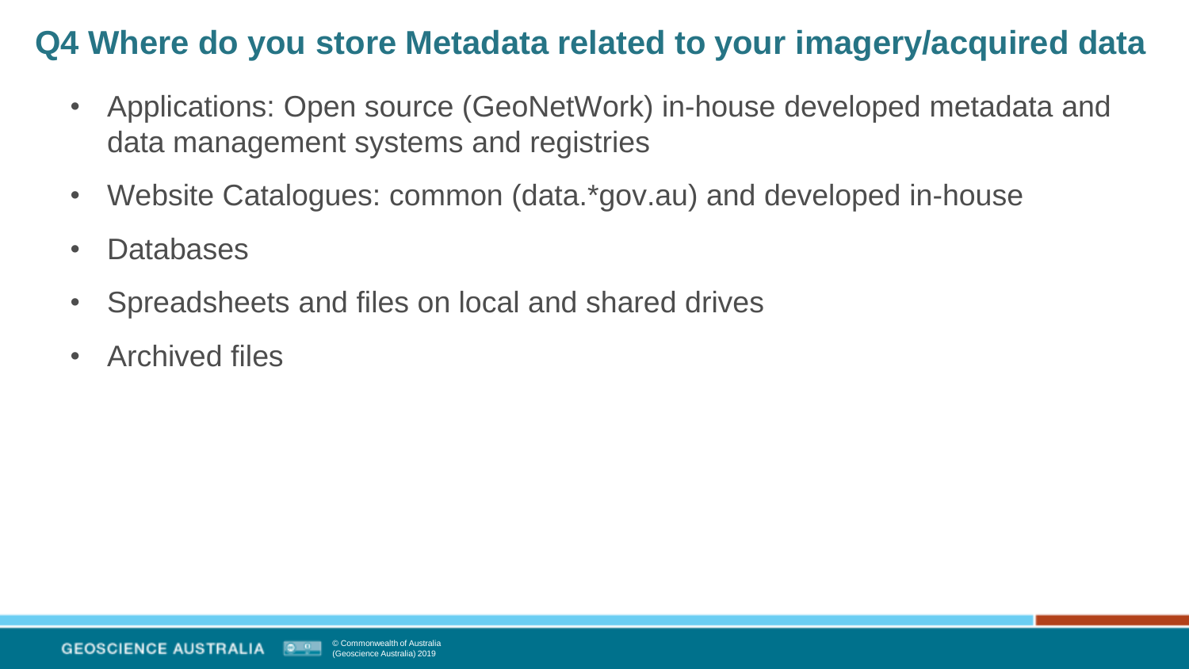## Q4 Where do you store Metadata related to your imagery/acquired data

- Applications: Open source (GeoNetWork) in-house developed metadata and data management systems and registries
- Website Catalogues: common (data.*gov.au) and developed in-house
- Databases
- Spreadsheets and files on local and shared drives
- Archived files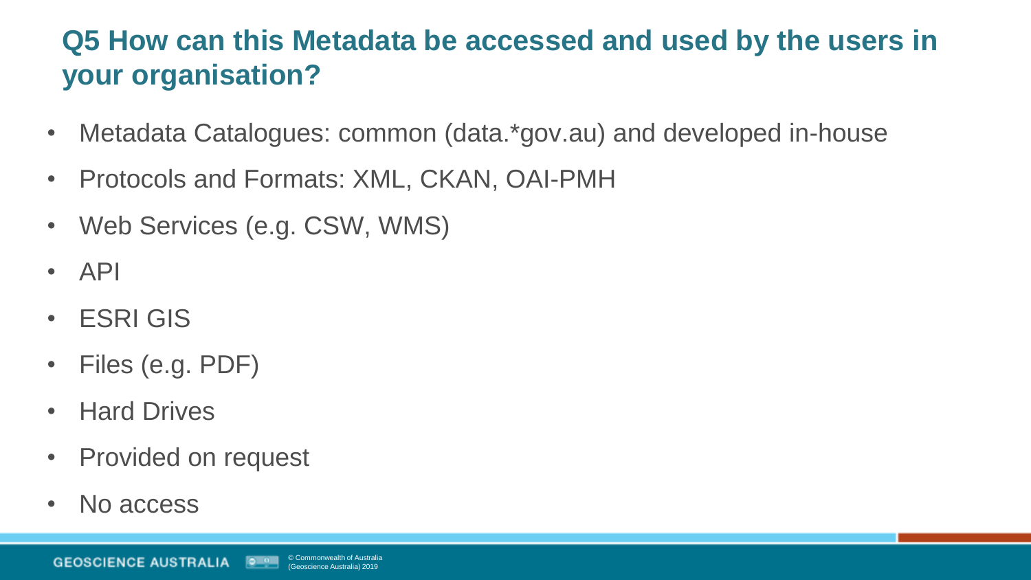## Q5 How can this Metadata be accessed and used by the users in your organisation?

- Metadata Catalogues: common (data.*gov.au) and developed in-house
- Protocols and Formats: XML, CKAN, OAI-PMH
- Web Services (e.g. CSW, WMS)
- API
- ESRI GIS
- Files (e.g. PDF)
- Hard Drives
- Provided on request
- No access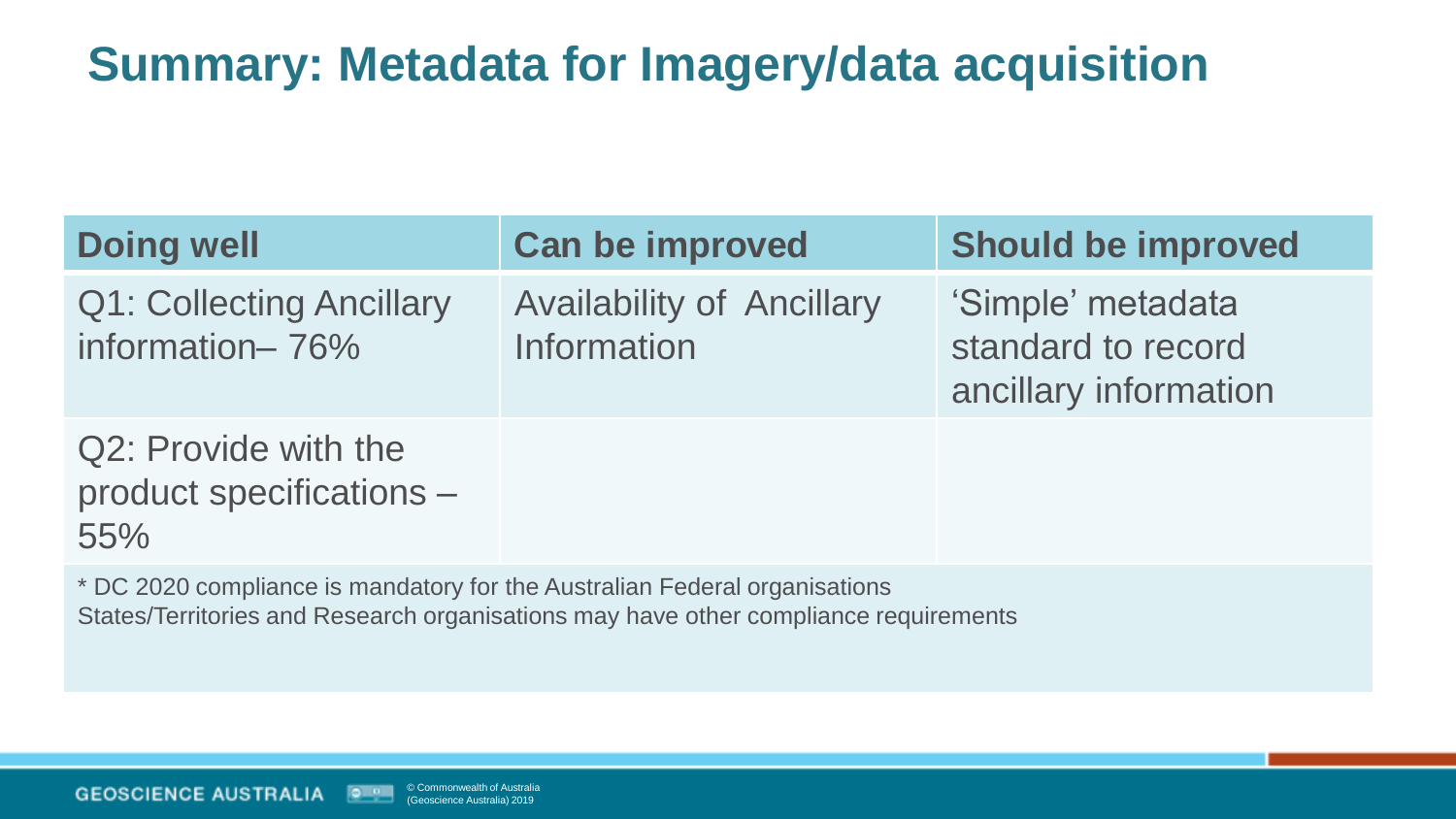# Summary: Metadata for Imagery/data acquisition

| Doing well | Can be improved | Should be improved |
| --- | --- | --- |
| Q1: Collecting Ancillary information– 76% | Availability of Ancillary Information | 'Simple' metadata standard to record ancillary information |
| Q2: Provide with the product specifications – 55% | | |

* DC 2020 compliance is mandatory for the Australian Federal organisations
States/Territories and Research organisations may have other compliance requirements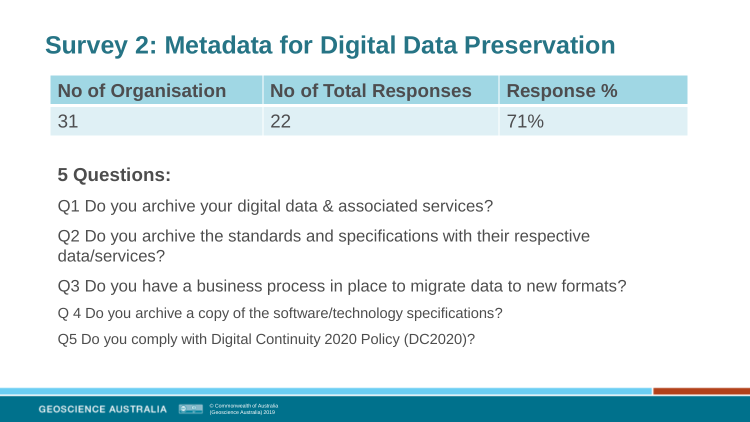# Survey 2: Metadata for Digital Data Preservation

| No of Organisation | No of Total Responses | Response % |
| --- | --- | --- |
| 31 | 22 | 71% |

**5 Questions:**

Q1 Do you archive your digital data & associated services?

Q2 Do you archive the standards and specifications with their respective data/services?

Q3 Do you have a business process in place to migrate data to new formats?

Q 4 Do you archive a copy of the software/technology specifications?

Q5 Do you comply with Digital Continuity 2020 Policy (DC2020)?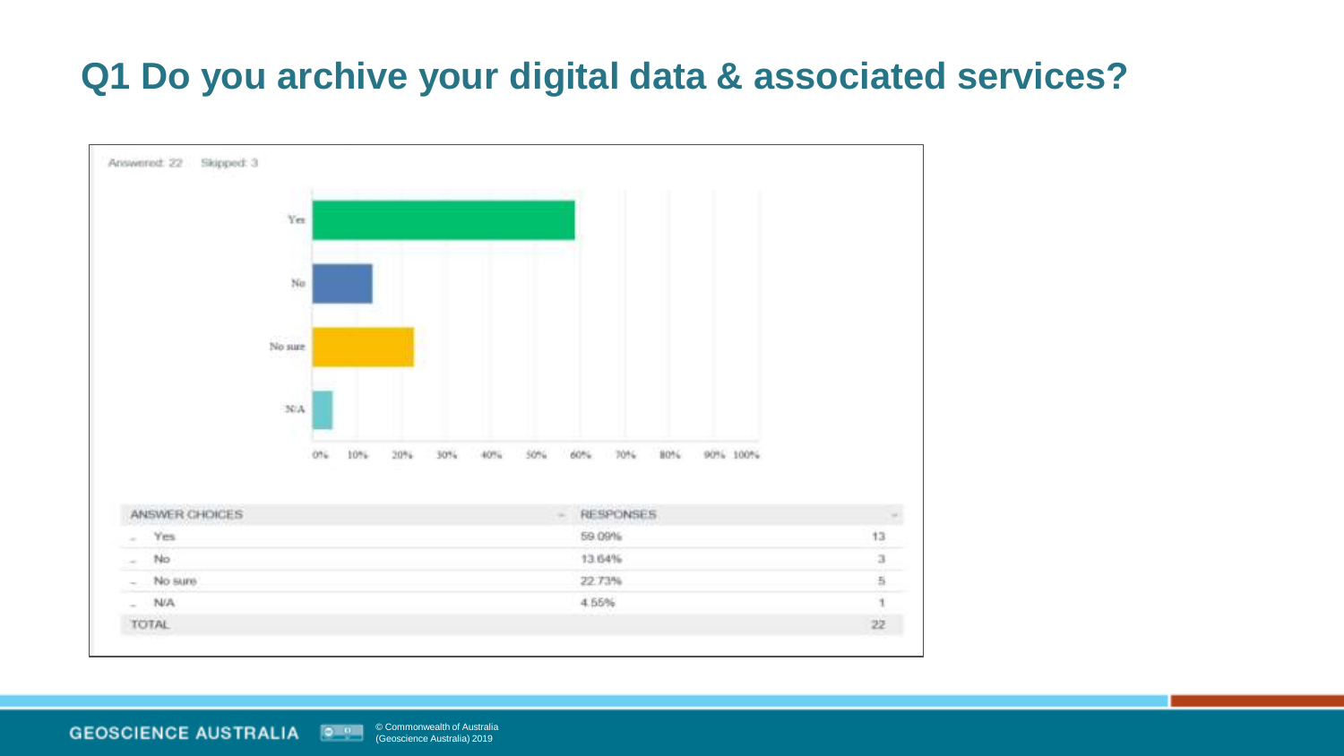# Q1 Do you archive your digital data & associated services?

Answered: 22 Skipped: 3

| ANSWER CHOICES | RESPONSES | |
|---|---|---|
| Yes | 59.09% | 13 |
| No | 13.64% | 3 |
| No sure | 22.73% | 5 |
| N/A | 4.55% | 1 |
| TOTAL | | 22 |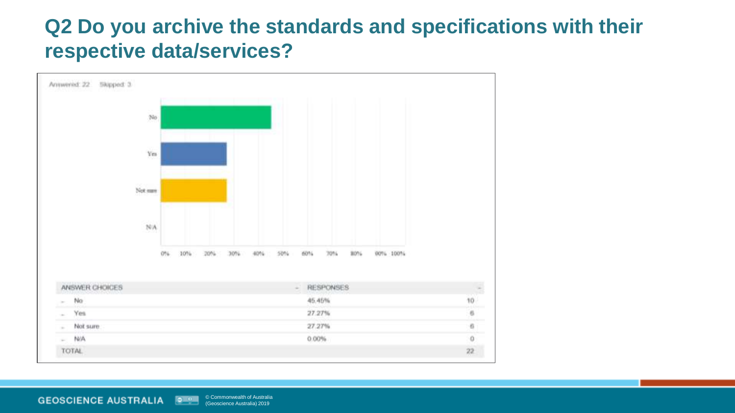# Q2 Do you archive the standards and specifications with their respective data/services?

Answered: 22 Skipped: 3

| ANSWER CHOICES | RESPONSES | |
|---|---|---|
| No | 45.45% | 10 |
| Yes | 27.27% | 6 |
| Not sure | 27.27% | 6 |
| N/A | 0.00% | 0 |
| TOTAL | | 22 |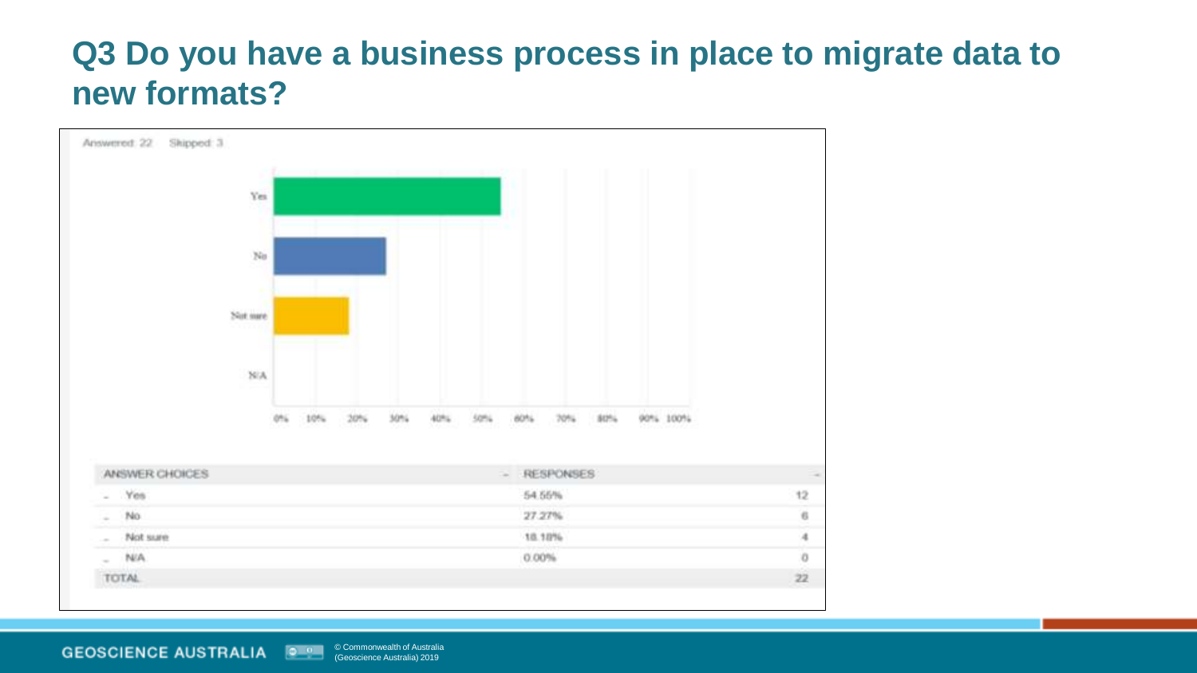# Q3 Do you have a business process in place to migrate data to new formats?

Answered: 22 Skipped: 3

| ANSWER CHOICES | RESPONSES | |
|---|---|---|
| Yes | 54.55% | 12 |
| No | 27.27% | 6 |
| Not sure | 18.18% | 4 |
| N/A | 0.00% | 0 |
| TOTAL | | 22 |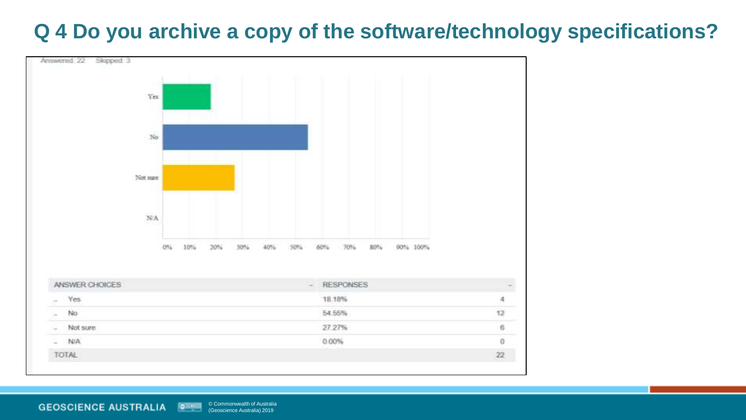# Q 4 Do you archive a copy of the software/technology specifications?

Answered: 22 Skipped: 3

| ANSWER CHOICES | RESPONSES | |
|---|---|---|
| Yes | 18.18% | 4 |
| No | 54.55% | 12 |
| Not sure | 27.27% | 6 |
| N/A | 0.00% | 0 |
| TOTAL | | 22 |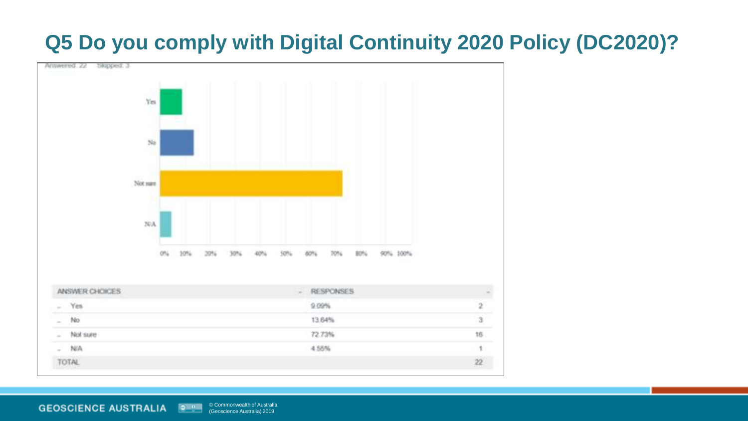# Q5 Do you comply with Digital Continuity 2020 Policy (DC2020)?

Answered: 22 Skipped: 3

| ANSWER CHOICES | RESPONSES | |
|---|---|---|
| Yes | 9.09% | 2 |
| No | 13.64% | 3 |
| Not sure | 72.73% | 16 |
| N/A | 4.55% | 1 |
| TOTAL | | 22 |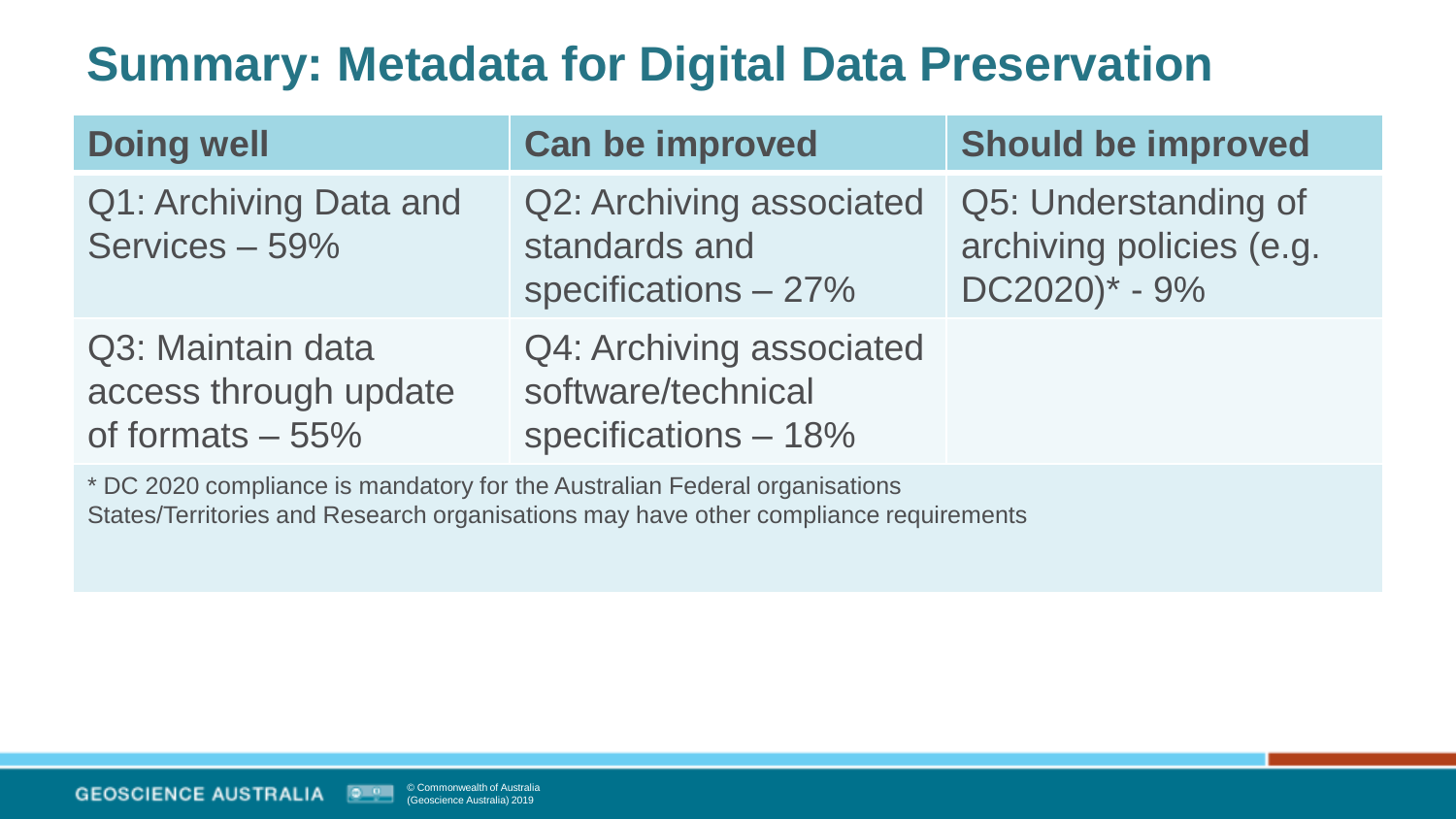# Summary: Metadata for Digital Data Preservation

| Doing well | Can be improved | Should be improved |
|---|---|---|
| Q1: Archiving Data and Services – 59% | Q2: Archiving associated standards and specifications – 27% | Q5: Understanding of archiving policies (e.g. DC2020)* - 9% |
| Q3: Maintain data access through update of formats – 55% | Q4: Archiving associated software/technical specifications – 18% | |

* DC 2020 compliance is mandatory for the Australian Federal organisations
States/Territories and Research organisations may have other compliance requirements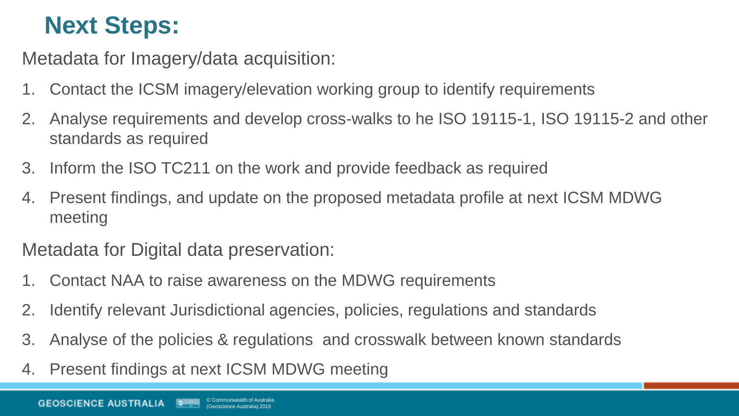# Next Steps:

Metadata for Imagery/data acquisition:

1. Contact the ICSM imagery/elevation working group to identify requirements
2. Analyse requirements and develop cross-walks to he ISO 19115-1, ISO 19115-2 and other standards as required
3. Inform the ISO TC211 on the work and provide feedback as required
4. Present findings, and update on the proposed metadata profile at next ICSM MDWG meeting

Metadata for Digital data preservation:

1. Contact NAA to raise awareness on the MDWG requirements
2. Identify relevant Jurisdictional agencies, policies, regulations and standards
3. Analyse of the policies & regulations  and crosswalk between known standards
4. Present findings at next ICSM MDWG meeting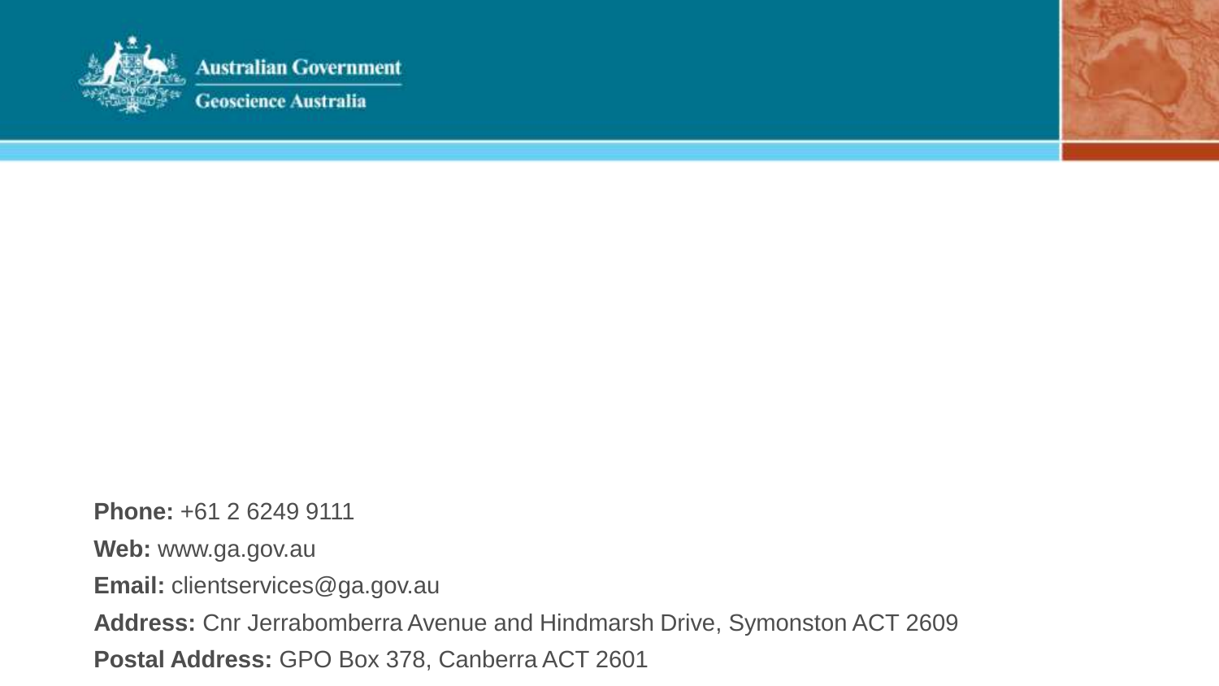Australian Government

Geoscience Australia

**Phone:** +61 2 6249 9111

**Web:** www.ga.gov.au

**Email:** clientservices@ga.gov.au

**Address:** Cnr Jerrabomberra Avenue and Hindmarsh Drive, Symonston ACT 2609

**Postal Address:** GPO Box 378, Canberra ACT 2601